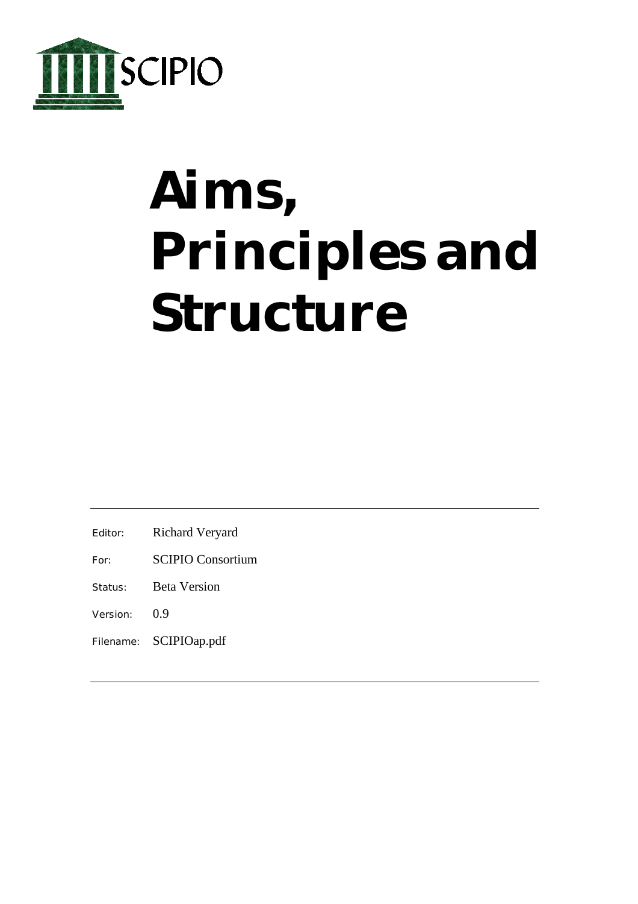SCIPIO

# Aims, Principles and Structure

| | |
|---|---|
| Editor: | Richard Veryard |
| For: | SCIPIO Consortium |
| Status: | Beta Version |
| Version: | 0.9 |
| Filename: | SCIPIOap.pdf |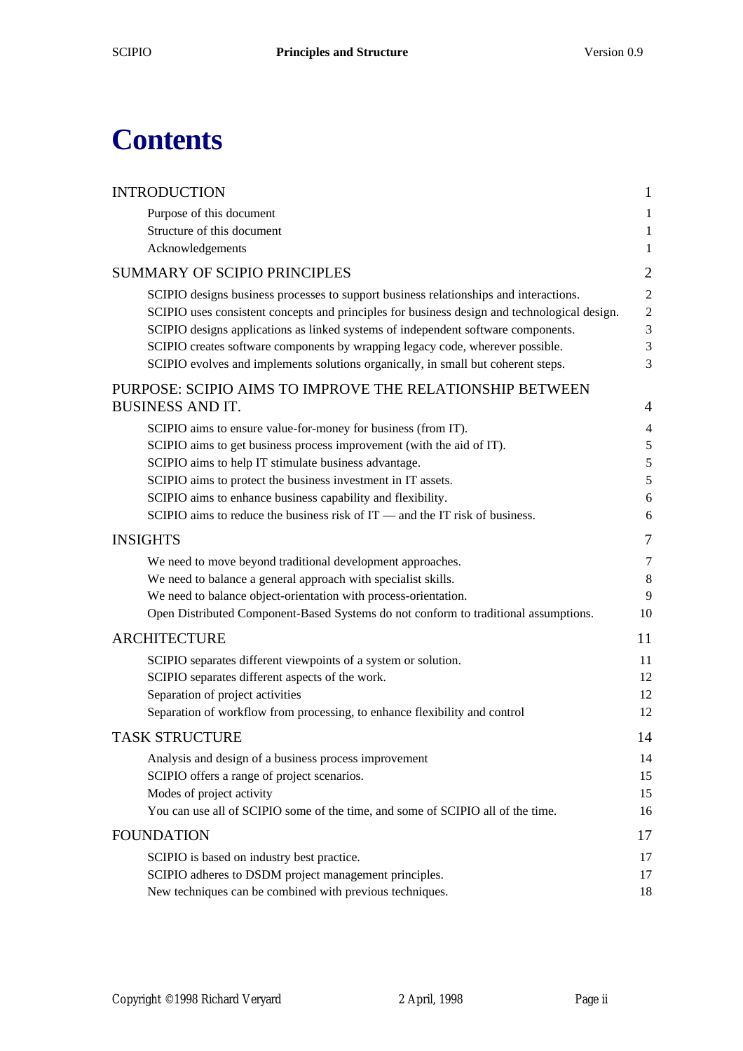# Contents

| | |
|---|---|
| INTRODUCTION | 1 |
| Purpose of this document | 1 |
| Structure of this document | 1 |
| Acknowledgements | 1 |
| SUMMARY OF SCIPIO PRINCIPLES | 2 |
| SCIPIO designs business processes to support business relationships and interactions. | 2 |
| SCIPIO uses consistent concepts and principles for business design and technological design. | 2 |
| SCIPIO designs applications as linked systems of independent software components. | 3 |
| SCIPIO creates software components by wrapping legacy code, wherever possible. | 3 |
| SCIPIO evolves and implements solutions organically, in small but coherent steps. | 3 |
| PURPOSE: SCIPIO AIMS TO IMPROVE THE RELATIONSHIP BETWEEN BUSINESS AND IT. | 4 |
| SCIPIO aims to ensure value-for-money for business (from IT). | 4 |
| SCIPIO aims to get business process improvement (with the aid of IT). | 5 |
| SCIPIO aims to help IT stimulate business advantage. | 5 |
| SCIPIO aims to protect the business investment in IT assets. | 5 |
| SCIPIO aims to enhance business capability and flexibility. | 6 |
| SCIPIO aims to reduce the business risk of IT — and the IT risk of business. | 6 |
| INSIGHTS | 7 |
| We need to move beyond traditional development approaches. | 7 |
| We need to balance a general approach with specialist skills. | 8 |
| We need to balance object-orientation with process-orientation. | 9 |
| Open Distributed Component-Based Systems do not conform to traditional assumptions. | 10 |
| ARCHITECTURE | 11 |
| SCIPIO separates different viewpoints of a system or solution. | 11 |
| SCIPIO separates different aspects of the work. | 12 |
| Separation of project activities | 12 |
| Separation of workflow from processing, to enhance flexibility and control | 12 |
| TASK STRUCTURE | 14 |
| Analysis and design of a business process improvement | 14 |
| SCIPIO offers a range of project scenarios. | 15 |
| Modes of project activity | 15 |
| You can use all of SCIPIO some of the time, and some of SCIPIO all of the time. | 16 |
| FOUNDATION | 17 |
| SCIPIO is based on industry best practice. | 17 |
| SCIPIO adheres to DSDM project management principles. | 17 |
| New techniques can be combined with previous techniques. | 18 |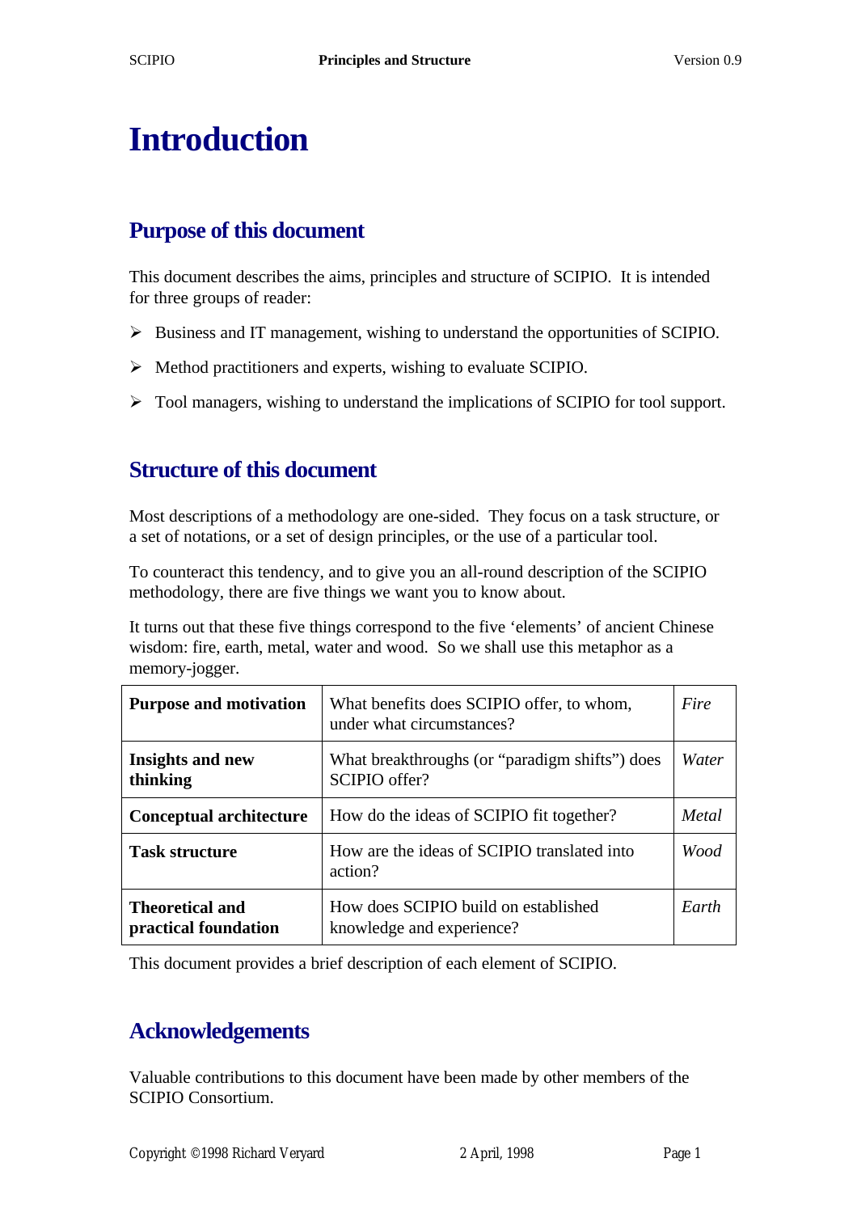# Introduction

## Purpose of this document

This document describes the aims, principles and structure of SCIPIO. It is intended for three groups of reader:

- Business and IT management, wishing to understand the opportunities of SCIPIO.
- Method practitioners and experts, wishing to evaluate SCIPIO.
- Tool managers, wishing to understand the implications of SCIPIO for tool support.

## Structure of this document

Most descriptions of a methodology are one-sided. They focus on a task structure, or a set of notations, or a set of design principles, or the use of a particular tool.

To counteract this tendency, and to give you an all-round description of the SCIPIO methodology, there are five things we want you to know about.

It turns out that these five things correspond to the five 'elements' of ancient Chinese wisdom: fire, earth, metal, water and wood. So we shall use this metaphor as a memory-jogger.

| | | |
|---|---|---|
| **Purpose and motivation** | What benefits does SCIPIO offer, to whom, under what circumstances? | *Fire* |
| **Insights and new thinking** | What breakthroughs (or "paradigm shifts") does SCIPIO offer? | *Water* |
| **Conceptual architecture** | How do the ideas of SCIPIO fit together? | *Metal* |
| **Task structure** | How are the ideas of SCIPIO translated into action? | *Wood* |
| **Theoretical and practical foundation** | How does SCIPIO build on established knowledge and experience? | *Earth* |

This document provides a brief description of each element of SCIPIO.

## Acknowledgements

Valuable contributions to this document have been made by other members of the SCIPIO Consortium.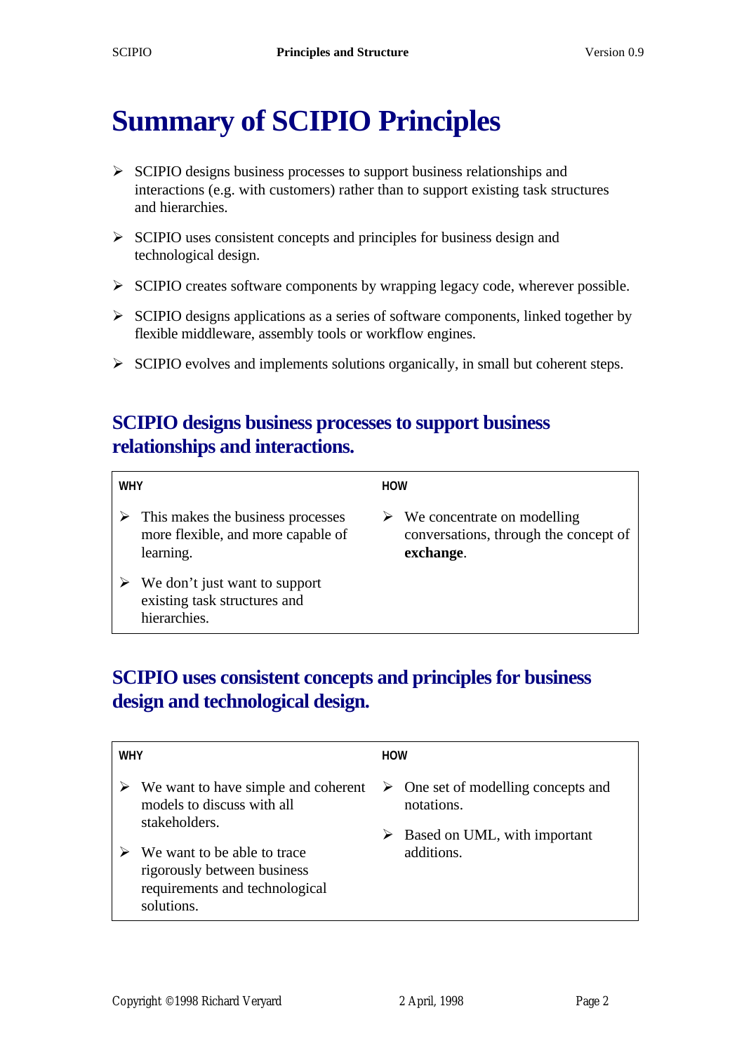# Summary of SCIPIO Principles

- SCIPIO designs business processes to support business relationships and interactions (e.g. with customers) rather than to support existing task structures and hierarchies.
- SCIPIO uses consistent concepts and principles for business design and technological design.
- SCIPIO creates software components by wrapping legacy code, wherever possible.
- SCIPIO designs applications as a series of software components, linked together by flexible middleware, assembly tools or workflow engines.
- SCIPIO evolves and implements solutions organically, in small but coherent steps.

## SCIPIO designs business processes to support business relationships and interactions.

| WHY | HOW |
| --- | --- |
| - This makes the business processes more flexible, and more capable of learning.<br>- We don't just want to support existing task structures and hierarchies. | - We concentrate on modelling conversations, through the concept of **exchange**. |

## SCIPIO uses consistent concepts and principles for business design and technological design.

| WHY | HOW |
| --- | --- |
| - We want to have simple and coherent models to discuss with all stakeholders.<br>- We want to be able to trace rigorously between business requirements and technological solutions. | - One set of modelling concepts and notations.<br>- Based on UML, with important additions. |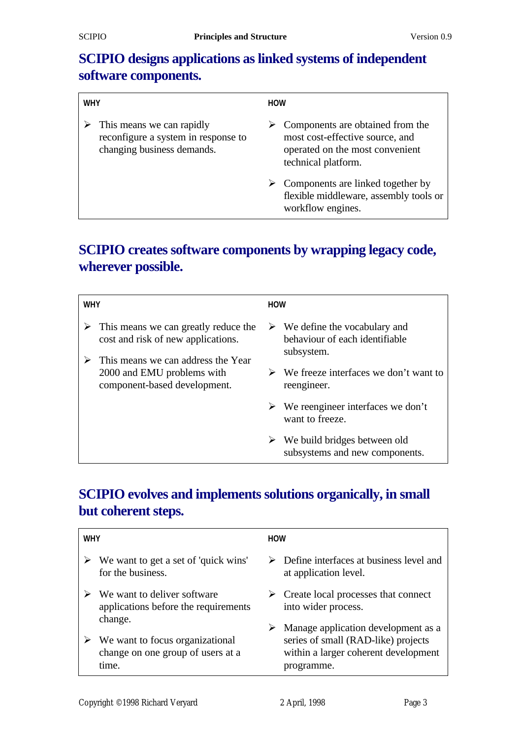## SCIPIO designs applications as linked systems of independent software components.

| WHY | HOW |
| --- | --- |
| ➢ This means we can rapidly reconfigure a system in response to changing business demands. | ➢ Components are obtained from the most cost-effective source, and operated on the most convenient technical platform.<br>➢ Components are linked together by flexible middleware, assembly tools or workflow engines. |

## SCIPIO creates software components by wrapping legacy code, wherever possible.

| WHY | HOW |
| --- | --- |
| ➢ This means we can greatly reduce the cost and risk of new applications.<br>➢ This means we can address the Year 2000 and EMU problems with component-based development. | ➢ We define the vocabulary and behaviour of each identifiable subsystem.<br>➢ We freeze interfaces we don't want to reengineer.<br>➢ We reengineer interfaces we don't want to freeze.<br>➢ We build bridges between old subsystems and new components. |

## SCIPIO evolves and implements solutions organically, in small but coherent steps.

| WHY | HOW |
| --- | --- |
| ➢ We want to get a set of 'quick wins' for the business.<br>➢ We want to deliver software applications before the requirements change.<br>➢ We want to focus organizational change on one group of users at a time. | ➢ Define interfaces at business level and at application level.<br>➢ Create local processes that connect into wider process.<br>➢ Manage application development as a series of small (RAD-like) projects within a larger coherent development programme. |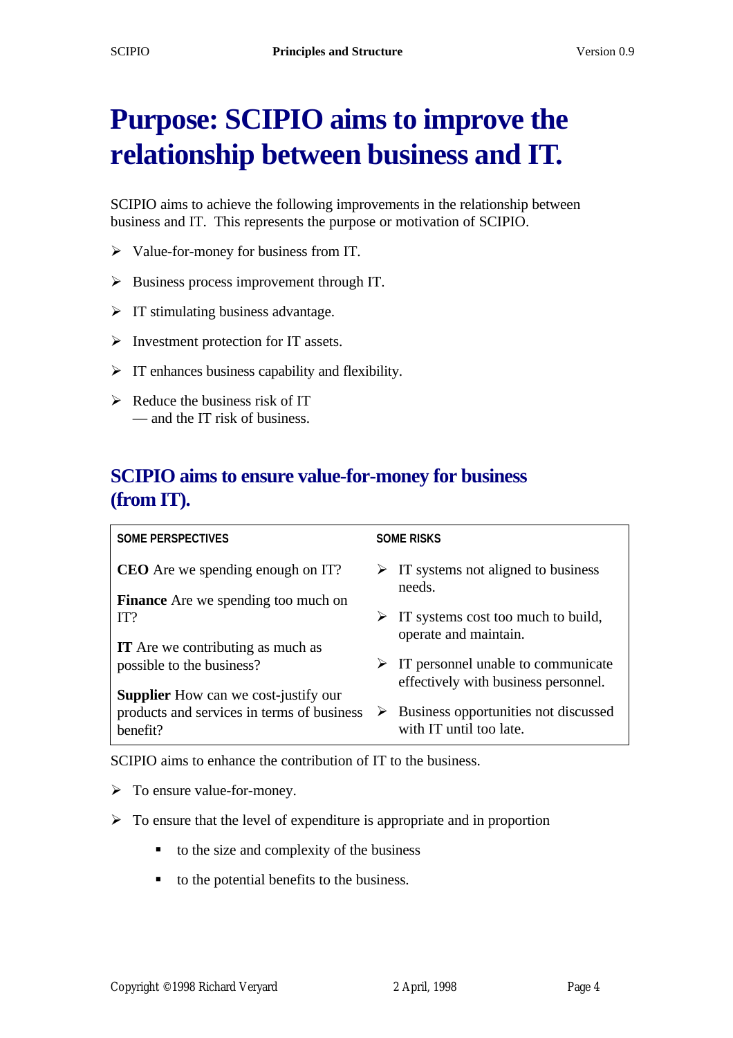# Purpose: SCIPIO aims to improve the relationship between business and IT.

SCIPIO aims to achieve the following improvements in the relationship between business and IT. This represents the purpose or motivation of SCIPIO.

- Value-for-money for business from IT.
- Business process improvement through IT.
- IT stimulating business advantage.
- Investment protection for IT assets.
- IT enhances business capability and flexibility.
- Reduce the business risk of IT — and the IT risk of business.

## SCIPIO aims to ensure value-for-money for business (from IT).

| SOME PERSPECTIVES | SOME RISKS |
|---|---|
| **CEO** Are we spending enough on IT? | IT systems not aligned to business needs. |
| **Finance** Are we spending too much on IT? | IT systems cost too much to build, operate and maintain. |
| **IT** Are we contributing as much as possible to the business? | IT personnel unable to communicate effectively with business personnel. |
| **Supplier** How can we cost-justify our products and services in terms of business benefit? | Business opportunities not discussed with IT until too late. |

SCIPIO aims to enhance the contribution of IT to the business.

- To ensure value-for-money.
- To ensure that the level of expenditure is appropriate and in proportion
    - to the size and complexity of the business
    - to the potential benefits to the business.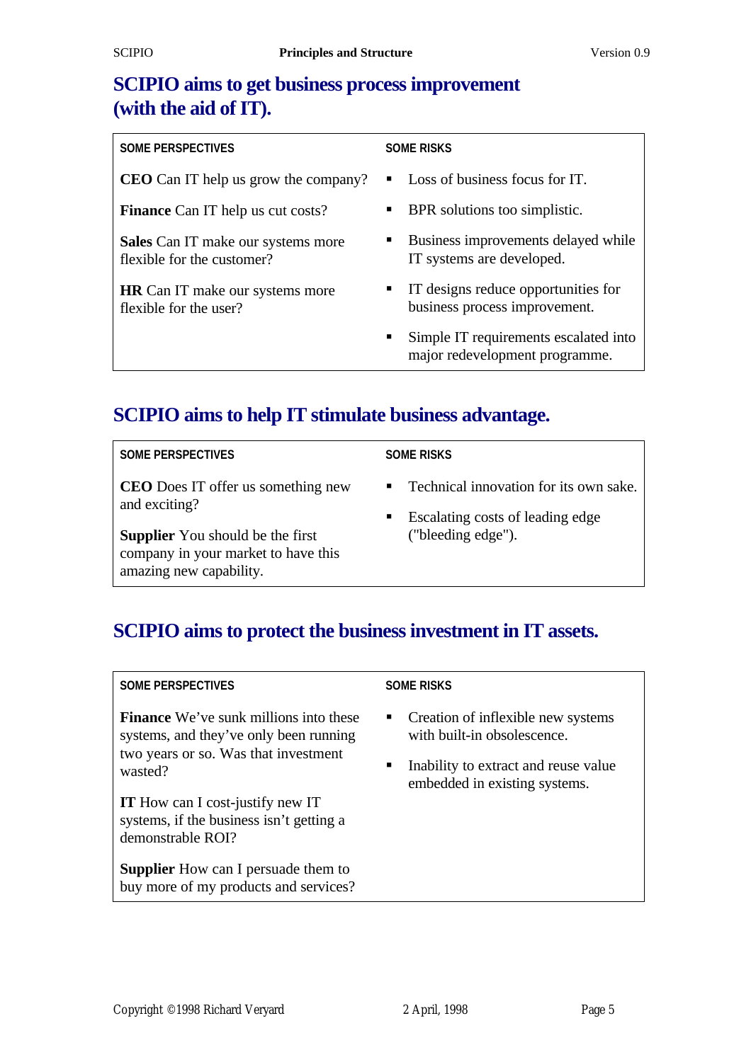## SCIPIO aims to get business process improvement (with the aid of IT).

| SOME PERSPECTIVES | SOME RISKS |
|---|---|
| **CEO** Can IT help us grow the company?<br><br>**Finance** Can IT help us cut costs?<br><br>**Sales** Can IT make our systems more flexible for the customer?<br><br>**HR** Can IT make our systems more flexible for the user? | ▪ Loss of business focus for IT.<br>▪ BPR solutions too simplistic.<br>▪ Business improvements delayed while IT systems are developed.<br>▪ IT designs reduce opportunities for business process improvement.<br>▪ Simple IT requirements escalated into major redevelopment programme. |

## SCIPIO aims to help IT stimulate business advantage.

| SOME PERSPECTIVES | SOME RISKS |
|---|---|
| **CEO** Does IT offer us something new and exciting?<br><br>**Supplier** You should be the first company in your market to have this amazing new capability. | ▪ Technical innovation for its own sake.<br>▪ Escalating costs of leading edge ("bleeding edge"). |

## SCIPIO aims to protect the business investment in IT assets.

| SOME PERSPECTIVES | SOME RISKS |
|---|---|
| **Finance** We've sunk millions into these systems, and they've only been running two years or so. Was that investment wasted?<br><br>**IT** How can I cost-justify new IT systems, if the business isn't getting a demonstrable ROI?<br><br>**Supplier** How can I persuade them to buy more of my products and services? | ▪ Creation of inflexible new systems with built-in obsolescence.<br>▪ Inability to extract and reuse value embedded in existing systems. |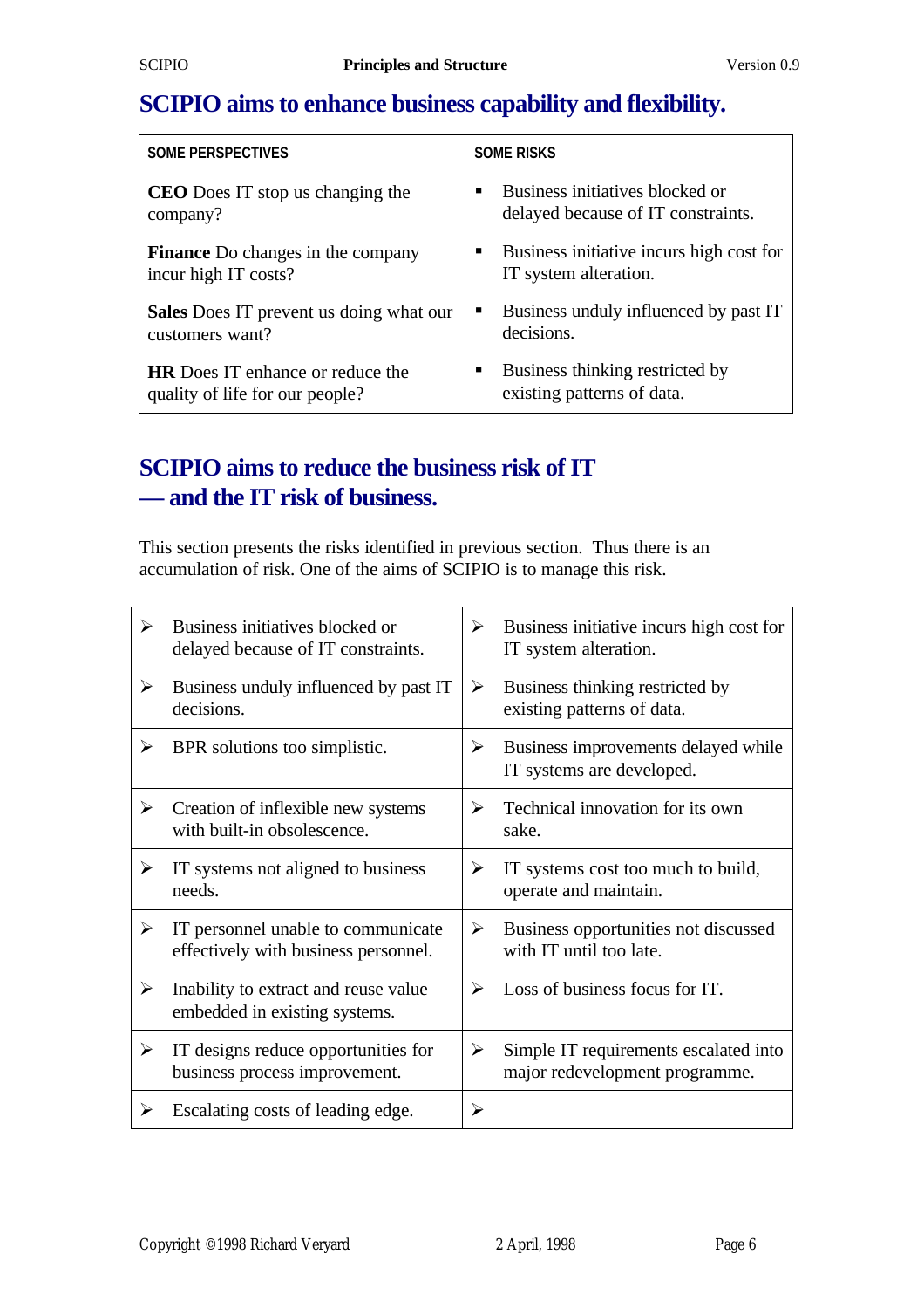## SCIPIO aims to enhance business capability and flexibility.

| SOME PERSPECTIVES | SOME RISKS |
|---|---|
| **CEO** Does IT stop us changing the company? | ▪ Business initiatives blocked or delayed because of IT constraints. |
| **Finance** Do changes in the company incur high IT costs? | ▪ Business initiative incurs high cost for IT system alteration. |
| **Sales** Does IT prevent us doing what our customers want? | ▪ Business unduly influenced by past IT decisions. |
| **HR** Does IT enhance or reduce the quality of life for our people? | ▪ Business thinking restricted by existing patterns of data. |

## SCIPIO aims to reduce the business risk of IT — and the IT risk of business.

This section presents the risks identified in previous section. Thus there is an accumulation of risk. One of the aims of SCIPIO is to manage this risk.

| | |
|---|---|
| ➢ Business initiatives blocked or delayed because of IT constraints. | ➢ Business initiative incurs high cost for IT system alteration. |
| ➢ Business unduly influenced by past IT decisions. | ➢ Business thinking restricted by existing patterns of data. |
| ➢ BPR solutions too simplistic. | ➢ Business improvements delayed while IT systems are developed. |
| ➢ Creation of inflexible new systems with built-in obsolescence. | ➢ Technical innovation for its own sake. |
| ➢ IT systems not aligned to business needs. | ➢ IT systems cost too much to build, operate and maintain. |
| ➢ IT personnel unable to communicate effectively with business personnel. | ➢ Business opportunities not discussed with IT until too late. |
| ➢ Inability to extract and reuse value embedded in existing systems. | ➢ Loss of business focus for IT. |
| ➢ IT designs reduce opportunities for business process improvement. | ➢ Simple IT requirements escalated into major redevelopment programme. |
| ➢ Escalating costs of leading edge. | ➢ |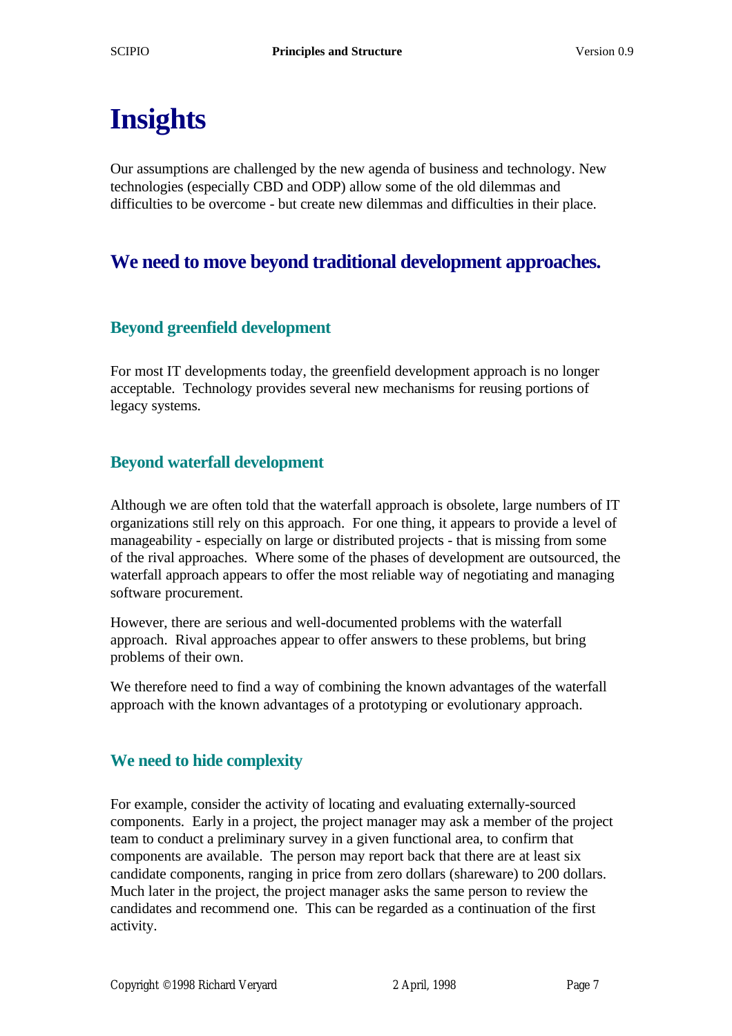# Insights

Our assumptions are challenged by the new agenda of business and technology. New technologies (especially CBD and ODP) allow some of the old dilemmas and difficulties to be overcome - but create new dilemmas and difficulties in their place.

## We need to move beyond traditional development approaches.

### Beyond greenfield development

For most IT developments today, the greenfield development approach is no longer acceptable. Technology provides several new mechanisms for reusing portions of legacy systems.

### Beyond waterfall development

Although we are often told that the waterfall approach is obsolete, large numbers of IT organizations still rely on this approach. For one thing, it appears to provide a level of manageability - especially on large or distributed projects - that is missing from some of the rival approaches. Where some of the phases of development are outsourced, the waterfall approach appears to offer the most reliable way of negotiating and managing software procurement.

However, there are serious and well-documented problems with the waterfall approach. Rival approaches appear to offer answers to these problems, but bring problems of their own.

We therefore need to find a way of combining the known advantages of the waterfall approach with the known advantages of a prototyping or evolutionary approach.

### We need to hide complexity

For example, consider the activity of locating and evaluating externally-sourced components. Early in a project, the project manager may ask a member of the project team to conduct a preliminary survey in a given functional area, to confirm that components are available. The person may report back that there are at least six candidate components, ranging in price from zero dollars (shareware) to 200 dollars. Much later in the project, the project manager asks the same person to review the candidates and recommend one. This can be regarded as a continuation of the first activity.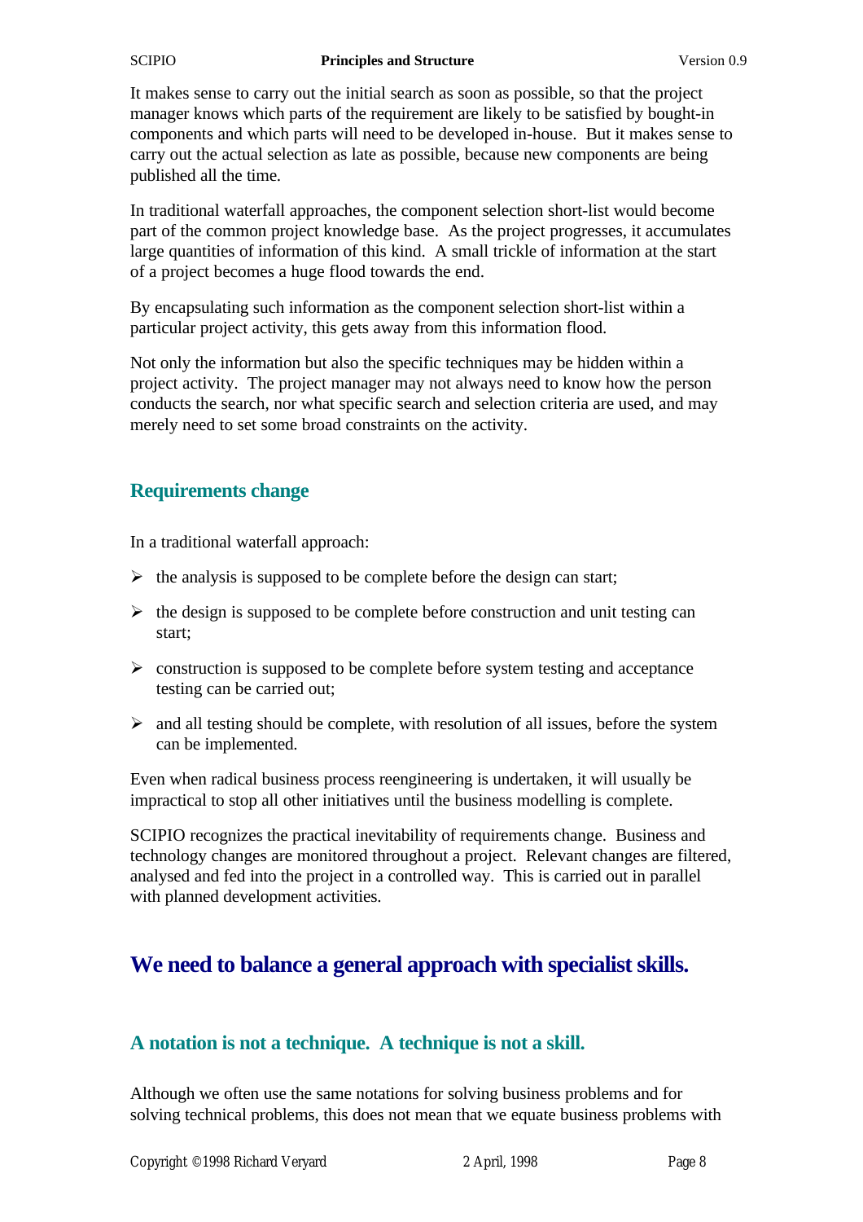It makes sense to carry out the initial search as soon as possible, so that the project manager knows which parts of the requirement are likely to be satisfied by bought-in components and which parts will need to be developed in-house. But it makes sense to carry out the actual selection as late as possible, because new components are being published all the time.

In traditional waterfall approaches, the component selection short-list would become part of the common project knowledge base. As the project progresses, it accumulates large quantities of information of this kind. A small trickle of information at the start of a project becomes a huge flood towards the end.

By encapsulating such information as the component selection short-list within a particular project activity, this gets away from this information flood.

Not only the information but also the specific techniques may be hidden within a project activity. The project manager may not always need to know how the person conducts the search, nor what specific search and selection criteria are used, and may merely need to set some broad constraints on the activity.

### Requirements change

In a traditional waterfall approach:

- the analysis is supposed to be complete before the design can start;
- the design is supposed to be complete before construction and unit testing can start;
- construction is supposed to be complete before system testing and acceptance testing can be carried out;
- and all testing should be complete, with resolution of all issues, before the system can be implemented.

Even when radical business process reengineering is undertaken, it will usually be impractical to stop all other initiatives until the business modelling is complete.

SCIPIO recognizes the practical inevitability of requirements change. Business and technology changes are monitored throughout a project. Relevant changes are filtered, analysed and fed into the project in a controlled way. This is carried out in parallel with planned development activities.

## We need to balance a general approach with specialist skills.

### A notation is not a technique. A technique is not a skill.

Although we often use the same notations for solving business problems and for solving technical problems, this does not mean that we equate business problems with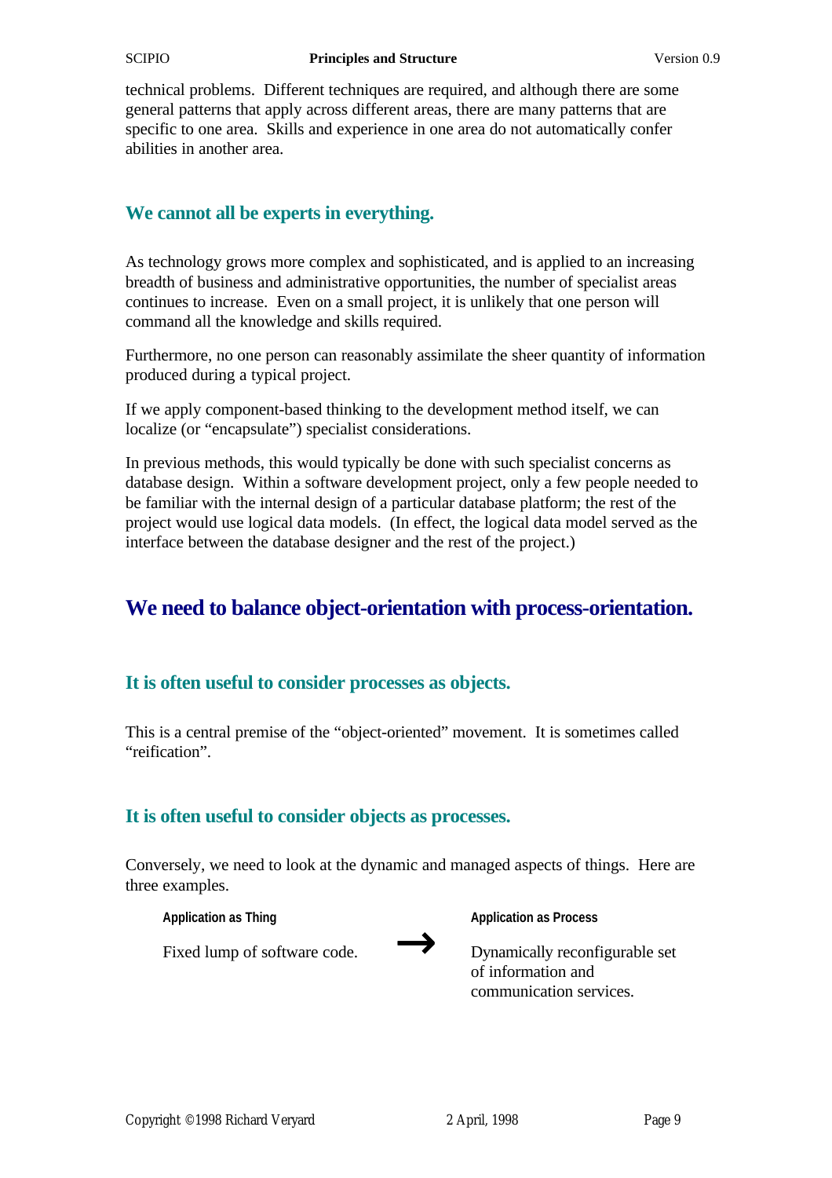technical problems. Different techniques are required, and although there are some general patterns that apply across different areas, there are many patterns that are specific to one area. Skills and experience in one area do not automatically confer abilities in another area.

### We cannot all be experts in everything.

As technology grows more complex and sophisticated, and is applied to an increasing breadth of business and administrative opportunities, the number of specialist areas continues to increase. Even on a small project, it is unlikely that one person will command all the knowledge and skills required.

Furthermore, no one person can reasonably assimilate the sheer quantity of information produced during a typical project.

If we apply component-based thinking to the development method itself, we can localize (or "encapsulate") specialist considerations.

In previous methods, this would typically be done with such specialist concerns as database design. Within a software development project, only a few people needed to be familiar with the internal design of a particular database platform; the rest of the project would use logical data models. (In effect, the logical data model served as the interface between the database designer and the rest of the project.)

## We need to balance object-orientation with process-orientation.

### It is often useful to consider processes as objects.

This is a central premise of the "object-oriented" movement. It is sometimes called "reification".

### It is often useful to consider objects as processes.

Conversely, we need to look at the dynamic and managed aspects of things. Here are three examples.

| Application as Thing | | Application as Process |
|---|---|---|
| Fixed lump of software code. | → | Dynamically reconfigurable set of information and communication services. |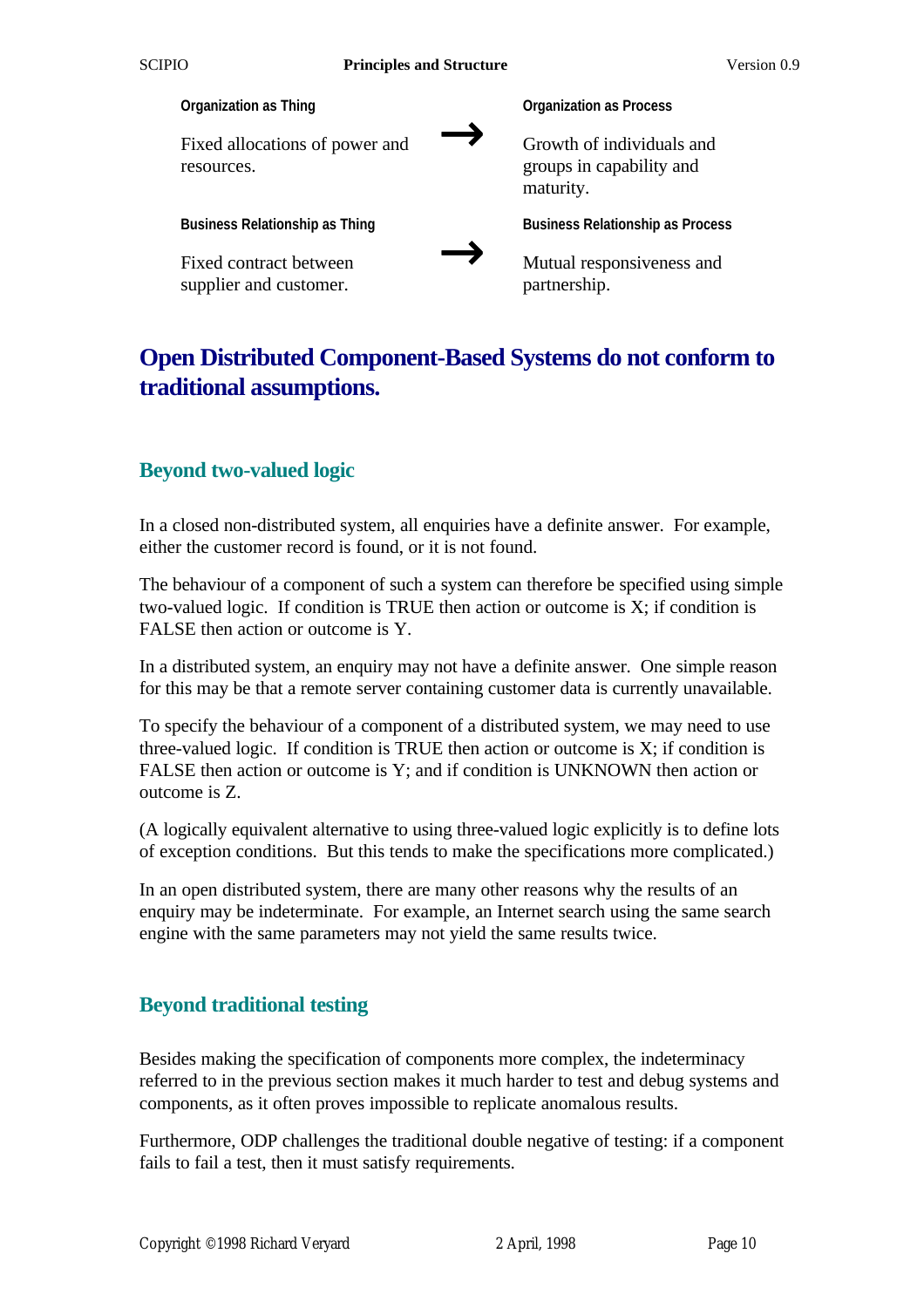| Organization as Thing | | Organization as Process |
|---|---|---|
| Fixed allocations of power and resources. | → | Growth of individuals and groups in capability and maturity. |
| **Business Relationship as Thing** | | **Business Relationship as Process** |
| Fixed contract between supplier and customer. | → | Mutual responsiveness and partnership. |

# Open Distributed Component-Based Systems do not conform to traditional assumptions.

## Beyond two-valued logic

In a closed non-distributed system, all enquiries have a definite answer. For example, either the customer record is found, or it is not found.

The behaviour of a component of such a system can therefore be specified using simple two-valued logic. If condition is TRUE then action or outcome is X; if condition is FALSE then action or outcome is Y.

In a distributed system, an enquiry may not have a definite answer. One simple reason for this may be that a remote server containing customer data is currently unavailable.

To specify the behaviour of a component of a distributed system, we may need to use three-valued logic. If condition is TRUE then action or outcome is X; if condition is FALSE then action or outcome is Y; and if condition is UNKNOWN then action or outcome is Z.

(A logically equivalent alternative to using three-valued logic explicitly is to define lots of exception conditions. But this tends to make the specifications more complicated.)

In an open distributed system, there are many other reasons why the results of an enquiry may be indeterminate. For example, an Internet search using the same search engine with the same parameters may not yield the same results twice.

## Beyond traditional testing

Besides making the specification of components more complex, the indeterminacy referred to in the previous section makes it much harder to test and debug systems and components, as it often proves impossible to replicate anomalous results.

Furthermore, ODP challenges the traditional double negative of testing: if a component fails to fail a test, then it must satisfy requirements.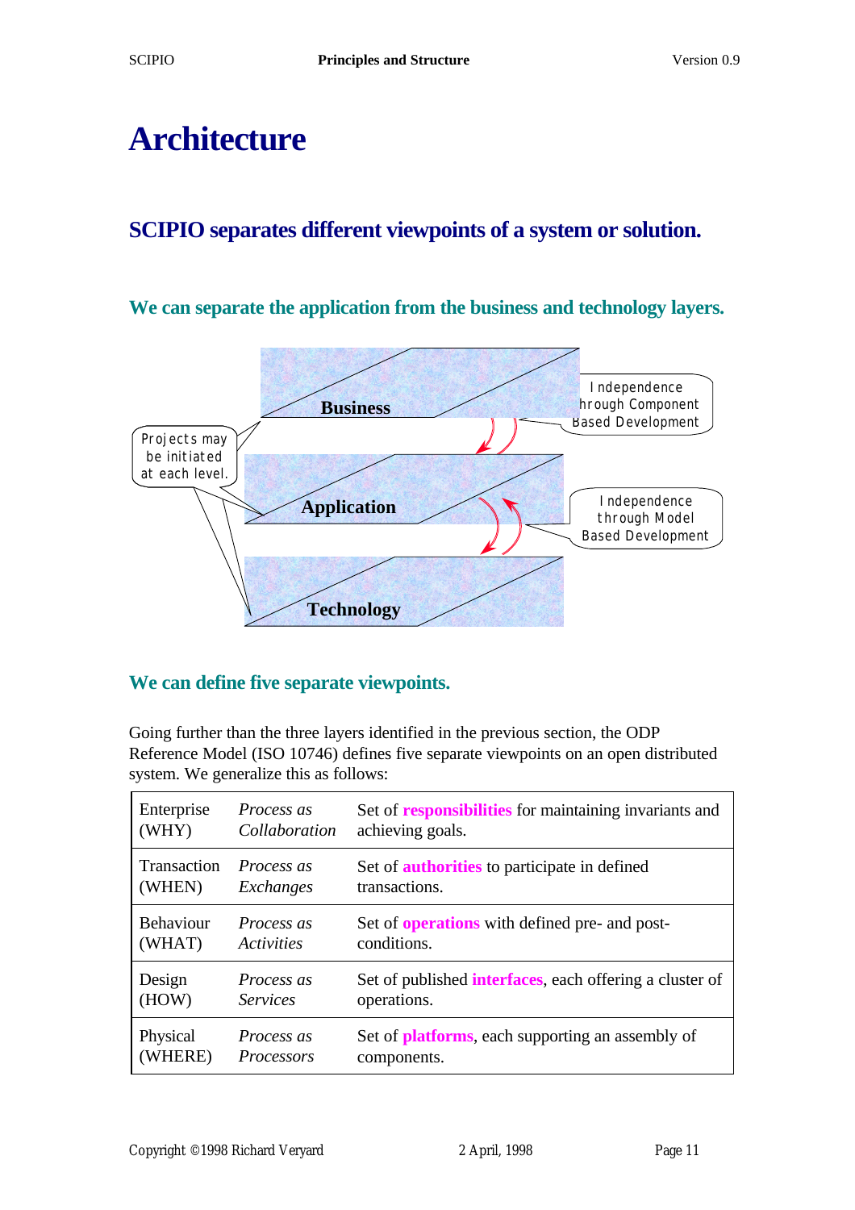# Architecture

## SCIPIO separates different viewpoints of a system or solution.

### We can separate the application from the business and technology layers.

Business

Application

Technology

Projects may be initiated at each level.

Independence through Component Based Development

Independence through Model Based Development

### We can define five separate viewpoints.

Going further than the three layers identified in the previous section, the ODP Reference Model (ISO 10746) defines five separate viewpoints on an open distributed system. We generalize this as follows:

| | | |
|---|---|---|
| Enterprise (WHY) | *Process as Collaboration* | Set of **responsibilities** for maintaining invariants and achieving goals. |
| Transaction (WHEN) | *Process as Exchanges* | Set of **authorities** to participate in defined transactions. |
| Behaviour (WHAT) | *Process as Activities* | Set of **operations** with defined pre- and post-conditions. |
| Design (HOW) | *Process as Services* | Set of published **interfaces**, each offering a cluster of operations. |
| Physical (WHERE) | *Process as Processors* | Set of **platforms**, each supporting an assembly of components. |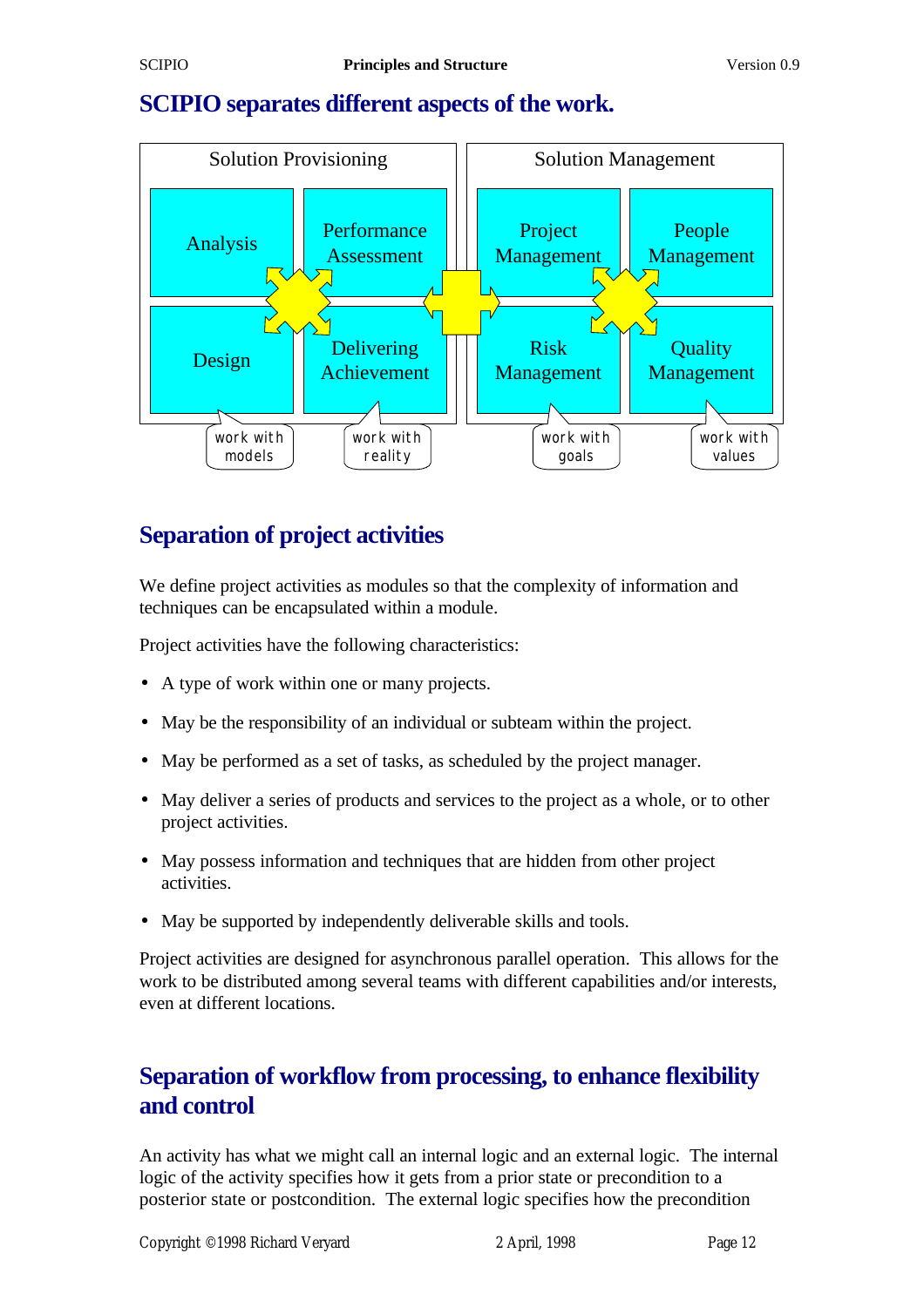## SCIPIO separates different aspects of the work.

| Solution Provisioning | | Solution Management | |
|---|---|---|---|
| Analysis | Performance Assessment | Project Management | People Management |
| Design | Delivering Achievement | Risk Management | Quality Management |
| work with models | work with reality | work with goals | work with values |

## Separation of project activities

We define project activities as modules so that the complexity of information and techniques can be encapsulated within a module.

Project activities have the following characteristics:

- A type of work within one or many projects.
- May be the responsibility of an individual or subteam within the project.
- May be performed as a set of tasks, as scheduled by the project manager.
- May deliver a series of products and services to the project as a whole, or to other project activities.
- May possess information and techniques that are hidden from other project activities.
- May be supported by independently deliverable skills and tools.

Project activities are designed for asynchronous parallel operation. This allows for the work to be distributed among several teams with different capabilities and/or interests, even at different locations.

## Separation of workflow from processing, to enhance flexibility and control

An activity has what we might call an internal logic and an external logic. The internal logic of the activity specifies how it gets from a prior state or precondition to a posterior state or postcondition. The external logic specifies how the precondition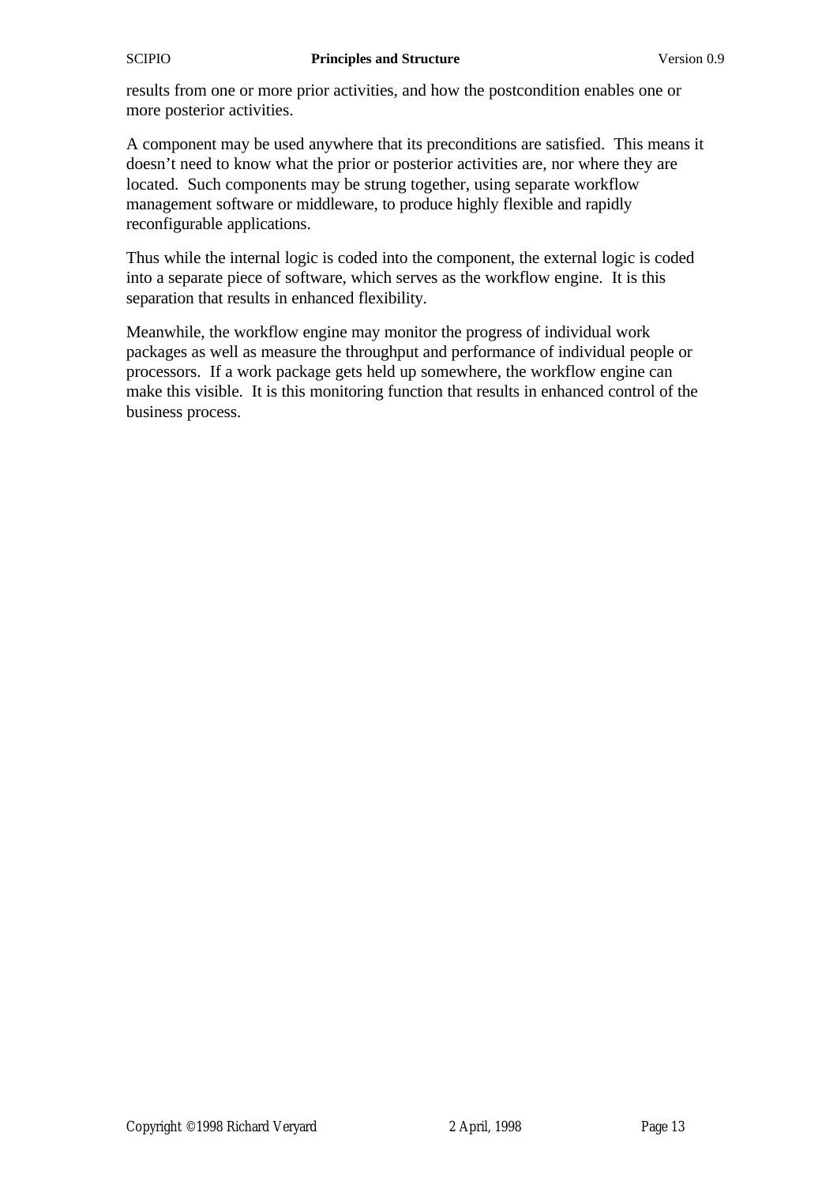results from one or more prior activities, and how the postcondition enables one or more posterior activities.

A component may be used anywhere that its preconditions are satisfied. This means it doesn't need to know what the prior or posterior activities are, nor where they are located. Such components may be strung together, using separate workflow management software or middleware, to produce highly flexible and rapidly reconfigurable applications.

Thus while the internal logic is coded into the component, the external logic is coded into a separate piece of software, which serves as the workflow engine. It is this separation that results in enhanced flexibility.

Meanwhile, the workflow engine may monitor the progress of individual work packages as well as measure the throughput and performance of individual people or processors. If a work package gets held up somewhere, the workflow engine can make this visible. It is this monitoring function that results in enhanced control of the business process.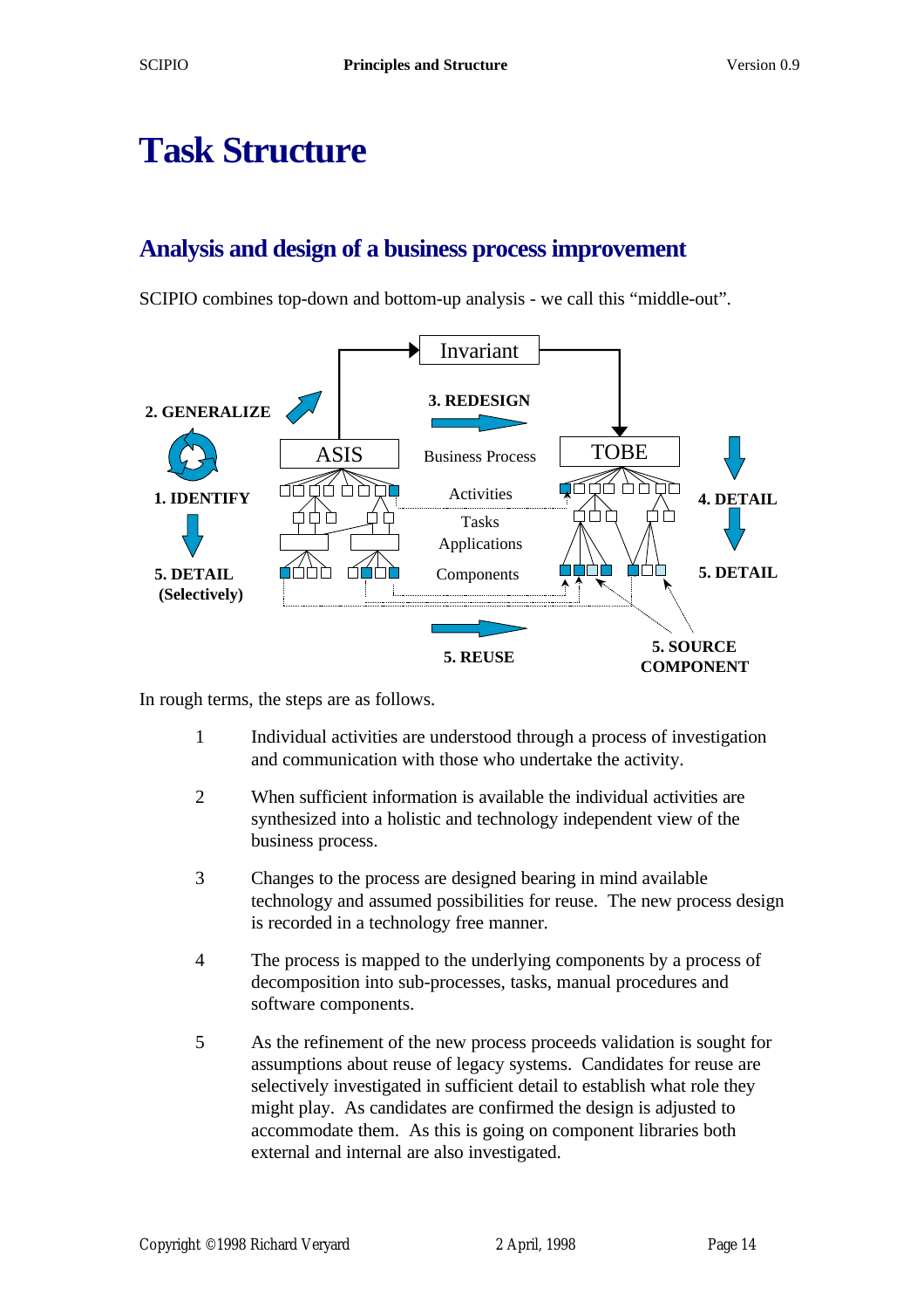# Task Structure

## Analysis and design of a business process improvement

SCIPIO combines top-down and bottom-up analysis - we call this "middle-out".

In rough terms, the steps are as follows.

1. Individual activities are understood through a process of investigation and communication with those who undertake the activity.

2. When sufficient information is available the individual activities are synthesized into a holistic and technology independent view of the business process.

3. Changes to the process are designed bearing in mind available technology and assumed possibilities for reuse. The new process design is recorded in a technology free manner.

4. The process is mapped to the underlying components by a process of decomposition into sub-processes, tasks, manual procedures and software components.

5. As the refinement of the new process proceeds validation is sought for assumptions about reuse of legacy systems. Candidates for reuse are selectively investigated in sufficient detail to establish what role they might play. As candidates are confirmed the design is adjusted to accommodate them. As this is going on component libraries both external and internal are also investigated.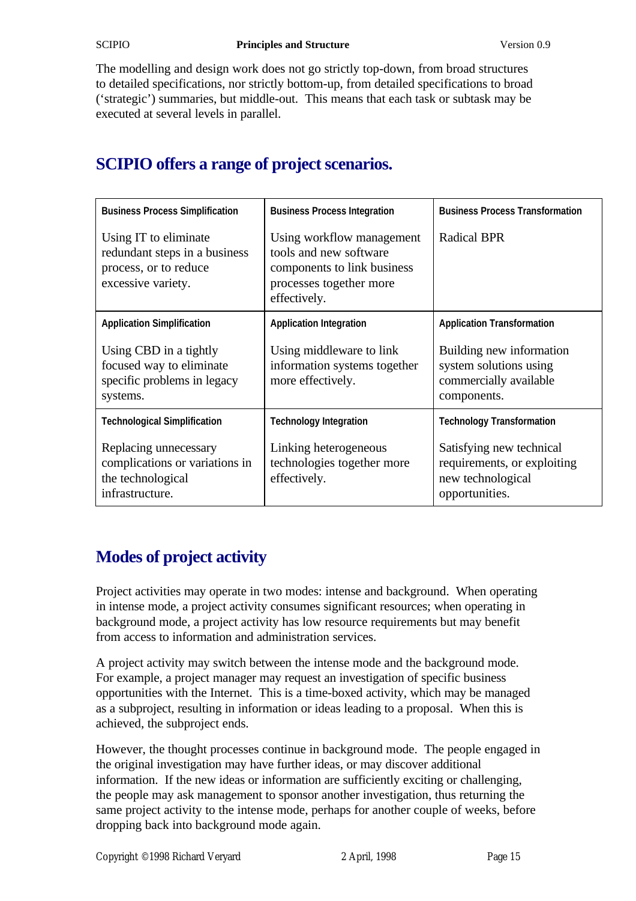The modelling and design work does not go strictly top-down, from broad structures to detailed specifications, nor strictly bottom-up, from detailed specifications to broad ('strategic') summaries, but middle-out. This means that each task or subtask may be executed at several levels in parallel.

## SCIPIO offers a range of project scenarios.

| **Business Process Simplification**<br><br>Using IT to eliminate redundant steps in a business process, or to reduce excessive variety. | **Business Process Integration**<br><br>Using workflow management tools and new software components to link business processes together more effectively. | **Business Process Transformation**<br><br>Radical BPR |
|---|---|---|
| **Application Simplification**<br><br>Using CBD in a tightly focused way to eliminate specific problems in legacy systems. | **Application Integration**<br><br>Using middleware to link information systems together more effectively. | **Application Transformation**<br><br>Building new information system solutions using commercially available components. |
| **Technological Simplification**<br><br>Replacing unnecessary complications or variations in the technological infrastructure. | **Technology Integration**<br><br>Linking heterogeneous technologies together more effectively. | **Technology Transformation**<br><br>Satisfying new technical requirements, or exploiting new technological opportunities. |

## Modes of project activity

Project activities may operate in two modes: intense and background. When operating in intense mode, a project activity consumes significant resources; when operating in background mode, a project activity has low resource requirements but may benefit from access to information and administration services.

A project activity may switch between the intense mode and the background mode. For example, a project manager may request an investigation of specific business opportunities with the Internet. This is a time-boxed activity, which may be managed as a subproject, resulting in information or ideas leading to a proposal. When this is achieved, the subproject ends.

However, the thought processes continue in background mode. The people engaged in the original investigation may have further ideas, or may discover additional information. If the new ideas or information are sufficiently exciting or challenging, the people may ask management to sponsor another investigation, thus returning the same project activity to the intense mode, perhaps for another couple of weeks, before dropping back into background mode again.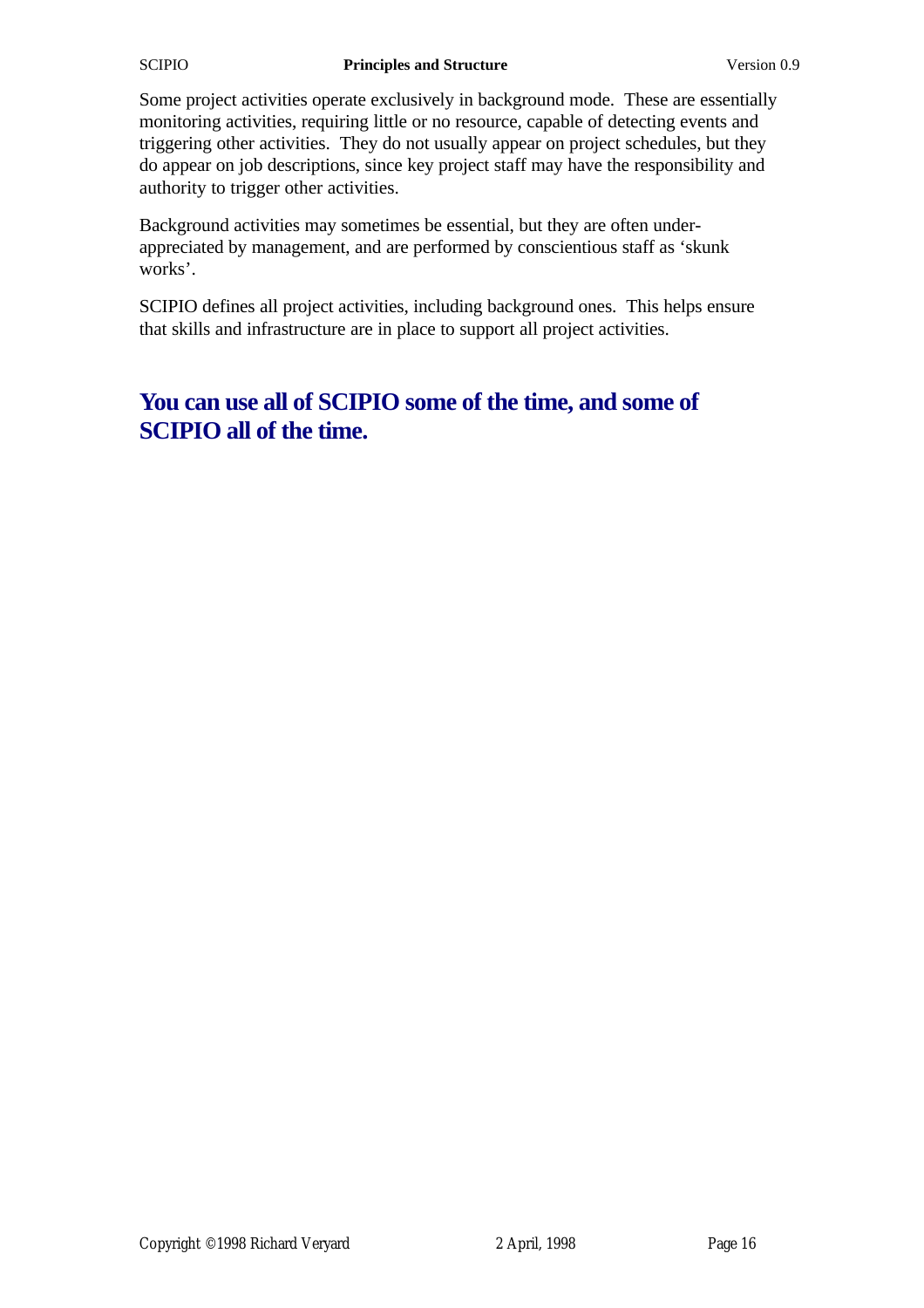Some project activities operate exclusively in background mode. These are essentially monitoring activities, requiring little or no resource, capable of detecting events and triggering other activities. They do not usually appear on project schedules, but they do appear on job descriptions, since key project staff may have the responsibility and authority to trigger other activities.

Background activities may sometimes be essential, but they are often under-appreciated by management, and are performed by conscientious staff as 'skunk works'.

SCIPIO defines all project activities, including background ones. This helps ensure that skills and infrastructure are in place to support all project activities.

## You can use all of SCIPIO some of the time, and some of SCIPIO all of the time.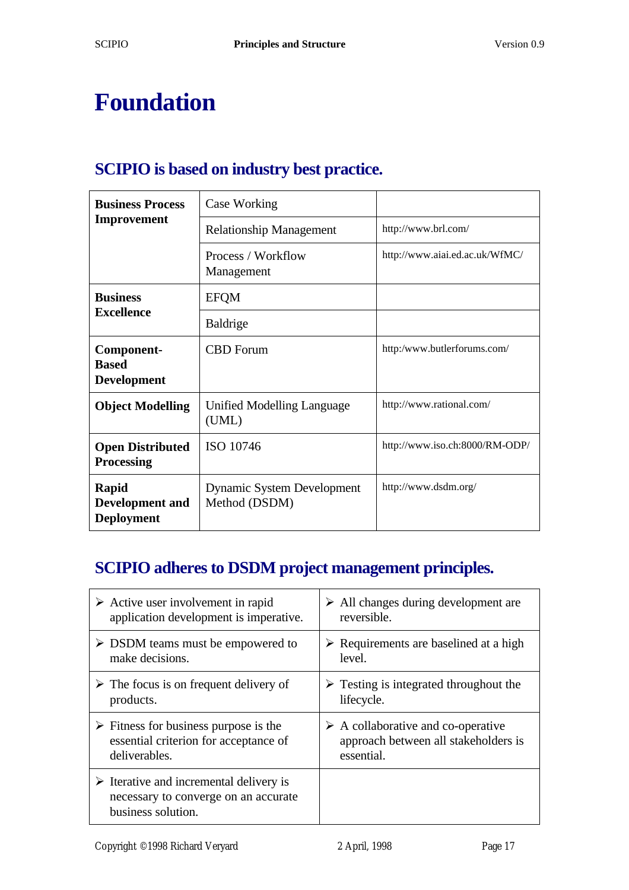# Foundation

## SCIPIO is based on industry best practice.

| | | |
|---|---|---|
| **Business Process Improvement** | Case Working | |
| | Relationship Management | http://www.brl.com/ |
| | Process / Workflow Management | http://www.aiai.ed.ac.uk/WfMC/ |
| **Business Excellence** | EFQM | |
| | Baldrige | |
| **Component-Based Development** | CBD Forum | http:/www.butlerforums.com/ |
| **Object Modelling** | Unified Modelling Language (UML) | http://www.rational.com/ |
| **Open Distributed Processing** | ISO 10746 | http://www.iso.ch:8000/RM-ODP/ |
| **Rapid Development and Deployment** | Dynamic System Development Method (DSDM) | http://www.dsdm.org/ |

## SCIPIO adheres to DSDM project management principles.

| | |
|---|---|
| ➢ Active user involvement in rapid application development is imperative. | ➢ All changes during development are reversible. |
| ➢ DSDM teams must be empowered to make decisions. | ➢ Requirements are baselined at a high level. |
| ➢ The focus is on frequent delivery of products. | ➢ Testing is integrated throughout the lifecycle. |
| ➢ Fitness for business purpose is the essential criterion for acceptance of deliverables. | ➢ A collaborative and co-operative approach between all stakeholders is essential. |
| ➢ Iterative and incremental delivery is necessary to converge on an accurate business solution. | |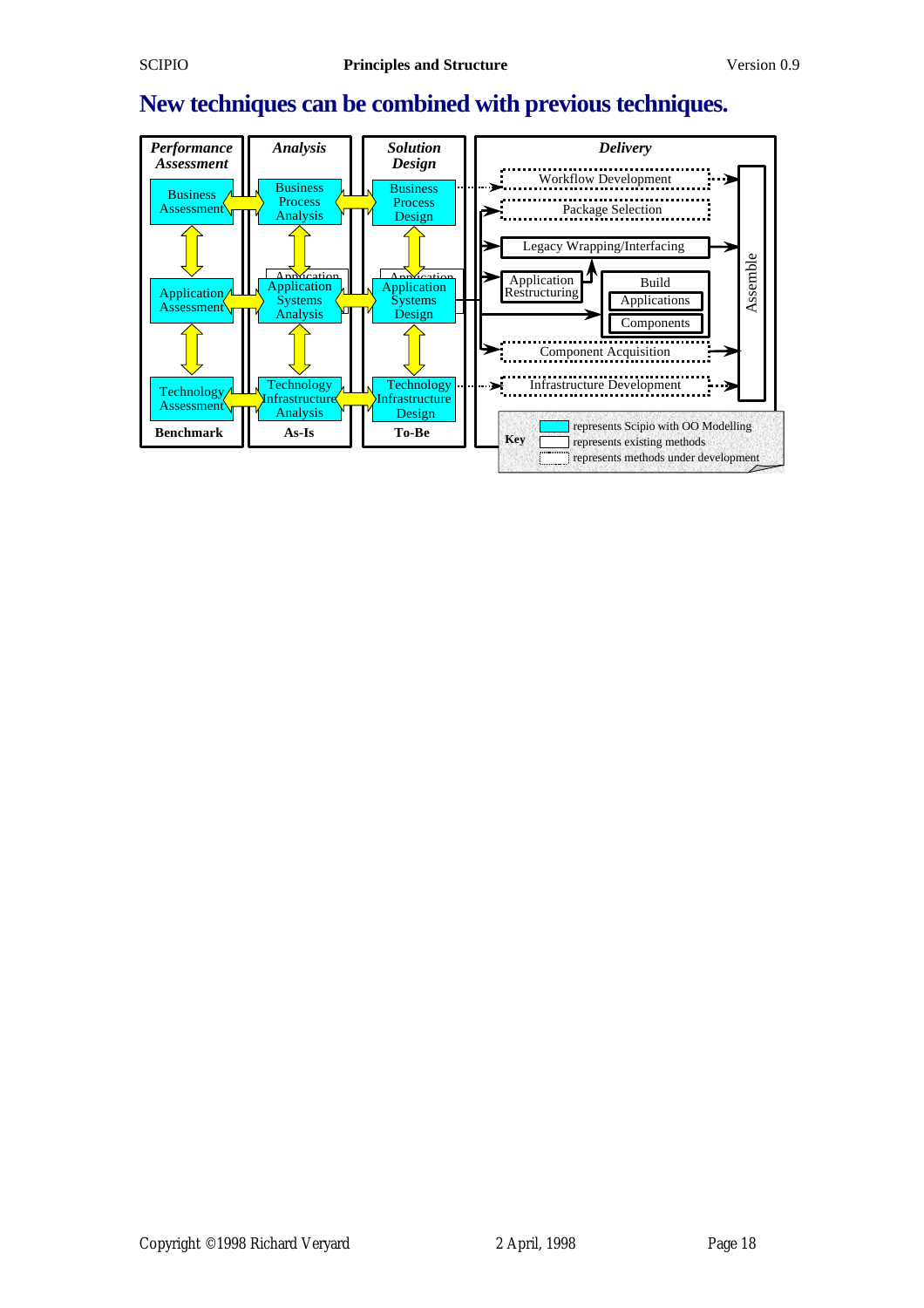# New techniques can be combined with previous techniques.

Performance Assessment

Business Assessment

Application Assessment

Technology Assessment

Benchmark

Analysis

Business Process Analysis

Application Systems Analysis

Technology Infrastructure Analysis

As-Is

Solution Design

Business Process Design

Application Systems Design

Technology Infrastructure Design

To-Be

Delivery

Workflow Development

Package Selection

Legacy Wrapping/Interfacing

Application Restructuring

Build

Applications

Components

Component Acquisition

Infrastructure Development

Assemble

Key

represents Scipio with OO Modelling

represents existing methods

represents methods under development